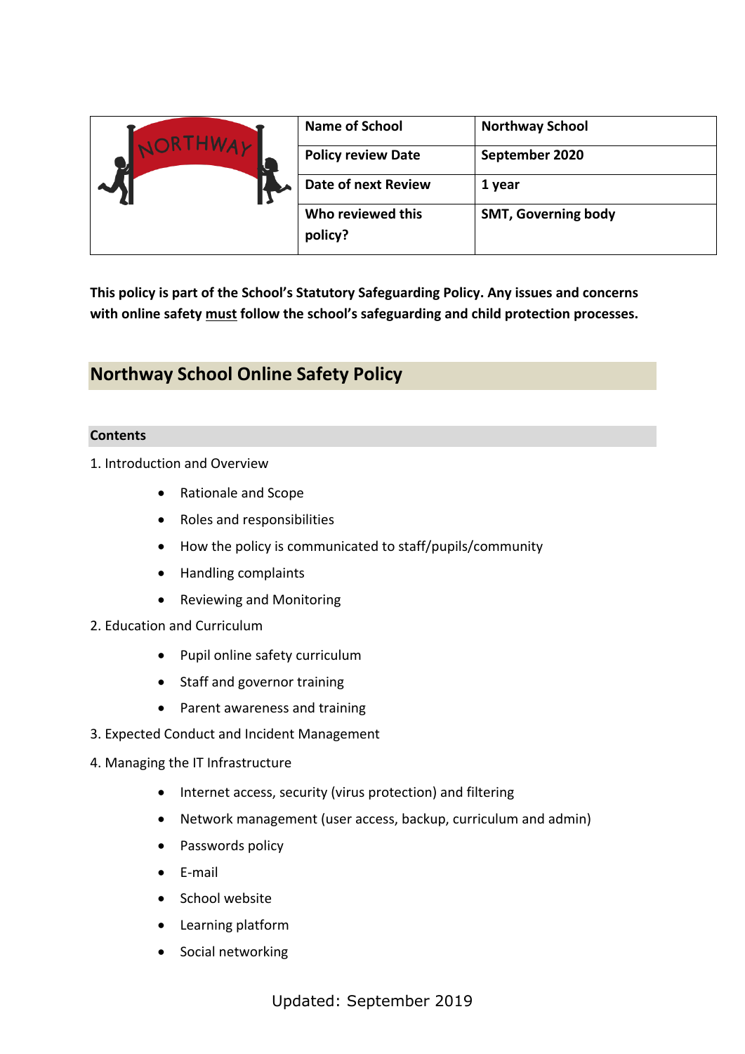| | Name of School | Northway School |
|---|---|---|
| | Policy review Date | September 2020 |
| | Date of next Review | 1 year |
| | Who reviewed this policy? | SMT, Governing body |

**This policy is part of the School's Statutory Safeguarding Policy. Any issues and concerns with online safety must follow the school's safeguarding and child protection processes.**

## Northway School Online Safety Policy

**Contents**

1. Introduction and Overview
   - Rationale and Scope
   - Roles and responsibilities
   - How the policy is communicated to staff/pupils/community
   - Handling complaints
   - Reviewing and Monitoring
2. Education and Curriculum
   - Pupil online safety curriculum
   - Staff and governor training
   - Parent awareness and training
3. Expected Conduct and Incident Management
4. Managing the IT Infrastructure
   - Internet access, security (virus protection) and filtering
   - Network management (user access, backup, curriculum and admin)
   - Passwords policy
   - E-mail
   - School website
   - Learning platform
   - Social networking

Updated: September 2019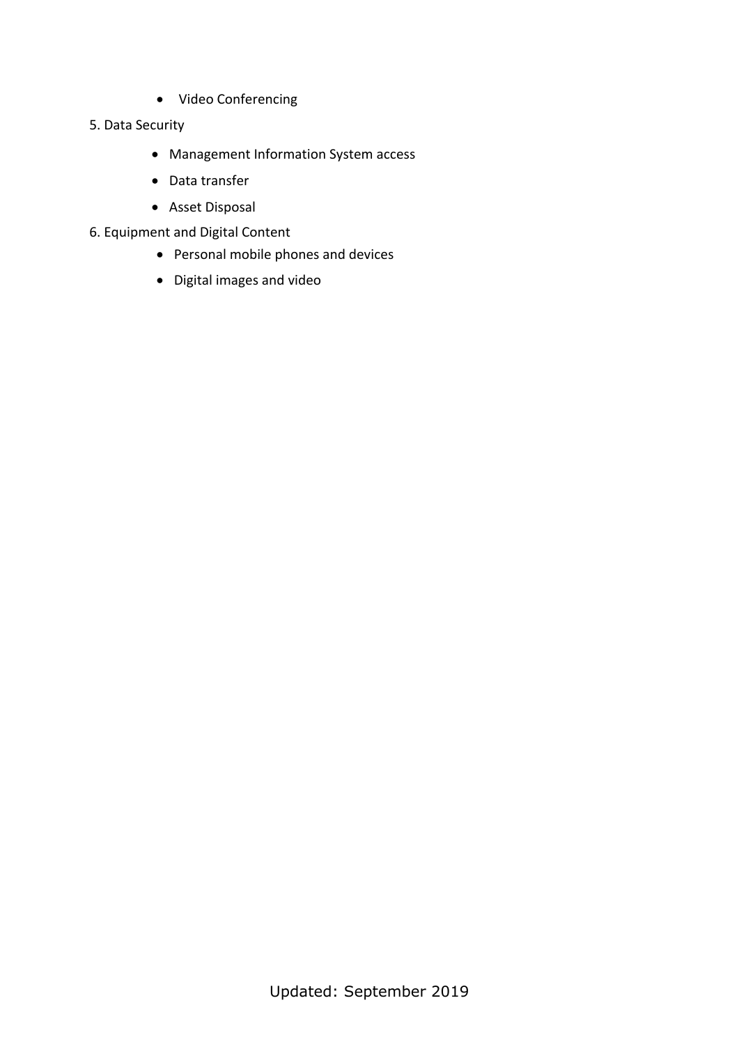- Video Conferencing

5. Data Security
    - Management Information System access
    - Data transfer
    - Asset Disposal
6. Equipment and Digital Content
    - Personal mobile phones and devices
    - Digital images and video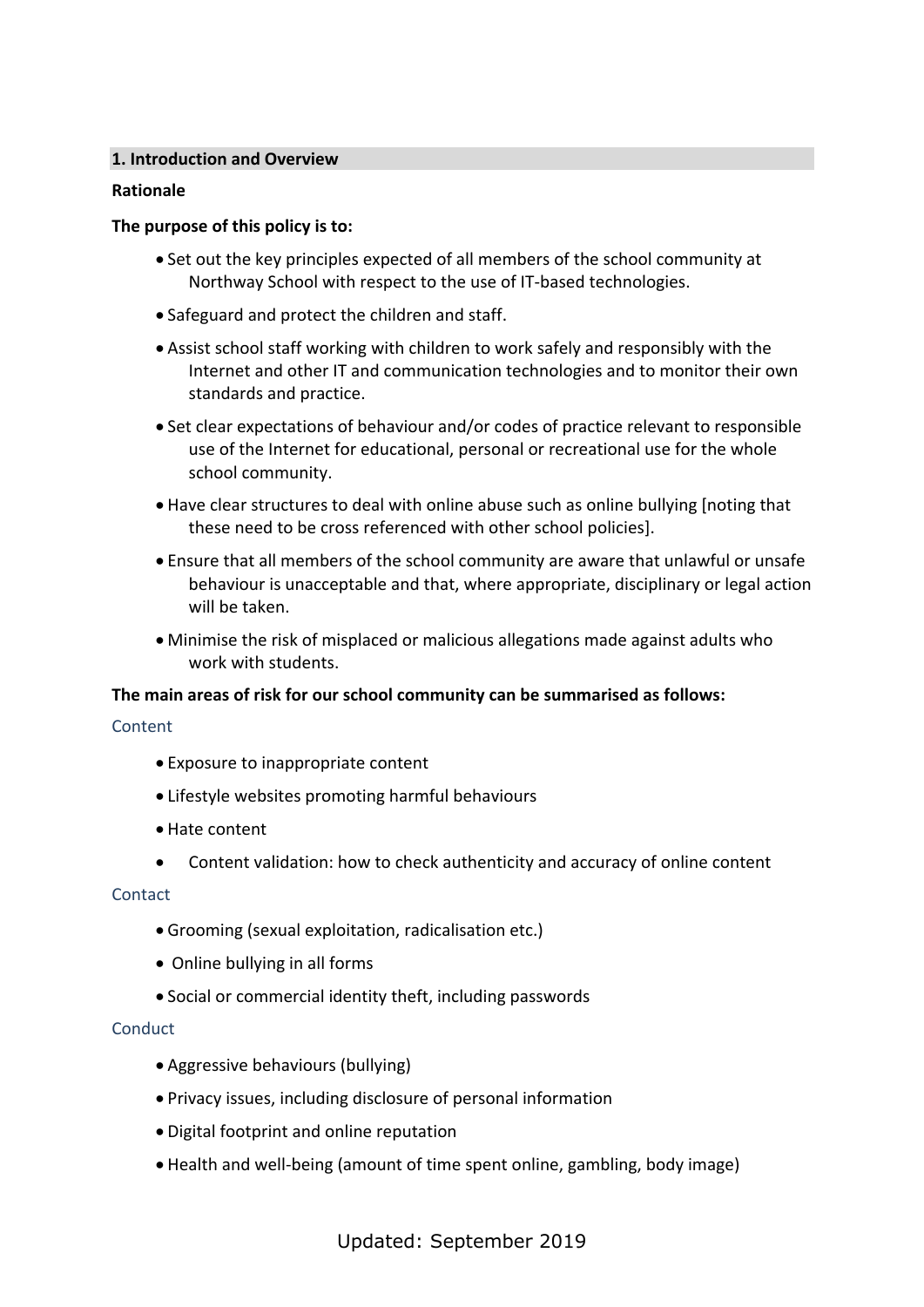## 1. Introduction and Overview

**Rationale**

**The purpose of this policy is to:**

- Set out the key principles expected of all members of the school community at Northway School with respect to the use of IT-based technologies.
- Safeguard and protect the children and staff.
- Assist school staff working with children to work safely and responsibly with the Internet and other IT and communication technologies and to monitor their own standards and practice.
- Set clear expectations of behaviour and/or codes of practice relevant to responsible use of the Internet for educational, personal or recreational use for the whole school community.
- Have clear structures to deal with online abuse such as online bullying [noting that these need to be cross referenced with other school policies].
- Ensure that all members of the school community are aware that unlawful or unsafe behaviour is unacceptable and that, where appropriate, disciplinary or legal action will be taken.
- Minimise the risk of misplaced or malicious allegations made against adults who work with students.

**The main areas of risk for our school community can be summarised as follows:**

### Content

- Exposure to inappropriate content
- Lifestyle websites promoting harmful behaviours
- Hate content
- Content validation: how to check authenticity and accuracy of online content

### Contact

- Grooming (sexual exploitation, radicalisation etc.)
- Online bullying in all forms
- Social or commercial identity theft, including passwords

### Conduct

- Aggressive behaviours (bullying)
- Privacy issues, including disclosure of personal information
- Digital footprint and online reputation
- Health and well-being (amount of time spent online, gambling, body image)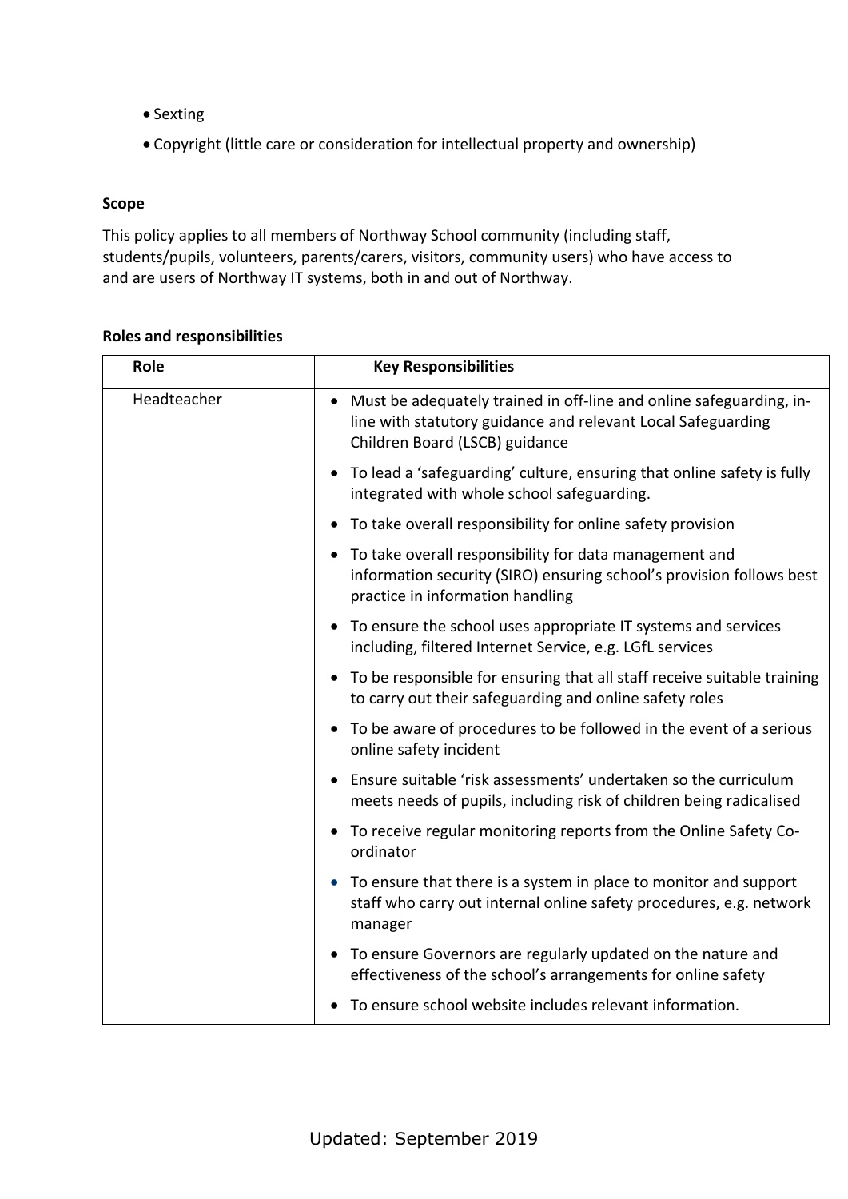- Sexting
- Copyright (little care or consideration for intellectual property and ownership)

**Scope**

This policy applies to all members of Northway School community (including staff, students/pupils, volunteers, parents/carers, visitors, community users) who have access to and are users of Northway IT systems, both in and out of Northway.

**Roles and responsibilities**

| Role | Key Responsibilities |
|---|---|
| Headteacher | • Must be adequately trained in off-line and online safeguarding, in-line with statutory guidance and relevant Local Safeguarding Children Board (LSCB) guidance<br>• To lead a 'safeguarding' culture, ensuring that online safety is fully integrated with whole school safeguarding.<br>• To take overall responsibility for online safety provision<br>• To take overall responsibility for data management and information security (SIRO) ensuring school's provision follows best practice in information handling<br>• To ensure the school uses appropriate IT systems and services including, filtered Internet Service, e.g. LGfL services<br>• To be responsible for ensuring that all staff receive suitable training to carry out their safeguarding and online safety roles<br>• To be aware of procedures to be followed in the event of a serious online safety incident<br>• Ensure suitable 'risk assessments' undertaken so the curriculum meets needs of pupils, including risk of children being radicalised<br>• To receive regular monitoring reports from the Online Safety Co-ordinator<br>• To ensure that there is a system in place to monitor and support staff who carry out internal online safety procedures, e.g. network manager<br>• To ensure Governors are regularly updated on the nature and effectiveness of the school's arrangements for online safety<br>• To ensure school website includes relevant information. |

Updated: September 2019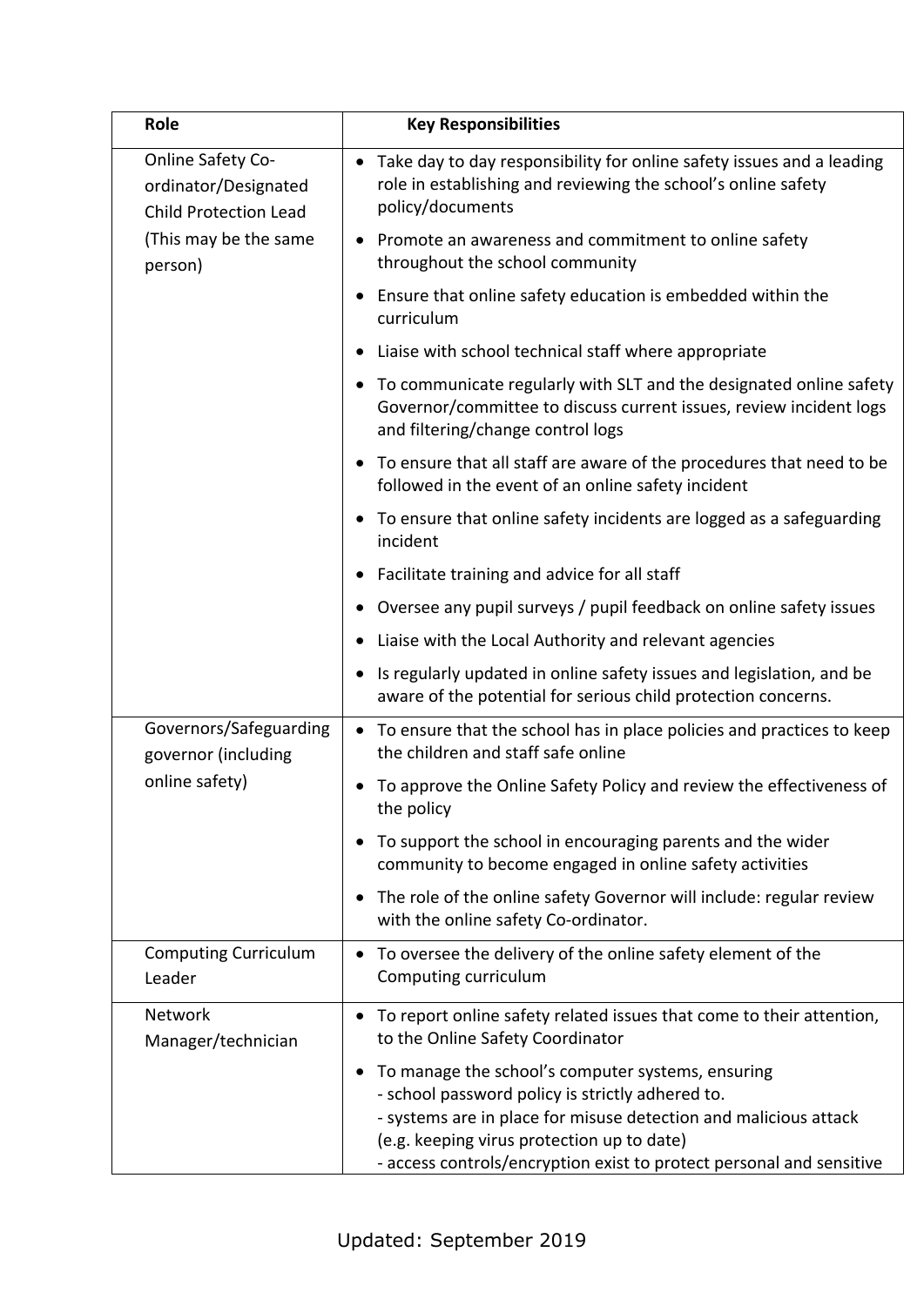| Role | Key Responsibilities |
|---|---|
| Online Safety Co-ordinator/Designated Child Protection Lead<br><br>(This may be the same person) | • Take day to day responsibility for online safety issues and a leading role in establishing and reviewing the school's online safety policy/documents<br>• Promote an awareness and commitment to online safety throughout the school community<br>• Ensure that online safety education is embedded within the curriculum<br>• Liaise with school technical staff where appropriate<br>• To communicate regularly with SLT and the designated online safety Governor/committee to discuss current issues, review incident logs and filtering/change control logs<br>• To ensure that all staff are aware of the procedures that need to be followed in the event of an online safety incident<br>• To ensure that online safety incidents are logged as a safeguarding incident<br>• Facilitate training and advice for all staff<br>• Oversee any pupil surveys / pupil feedback on online safety issues<br>• Liaise with the Local Authority and relevant agencies<br>• Is regularly updated in online safety issues and legislation, and be aware of the potential for serious child protection concerns. |
| Governors/Safeguarding governor (including online safety) | • To ensure that the school has in place policies and practices to keep the children and staff safe online<br>• To approve the Online Safety Policy and review the effectiveness of the policy<br>• To support the school in encouraging parents and the wider community to become engaged in online safety activities<br>• The role of the online safety Governor will include: regular review with the online safety Co-ordinator. |
| Computing Curriculum Leader | • To oversee the delivery of the online safety element of the Computing curriculum |
| Network Manager/technician | • To report online safety related issues that come to their attention, to the Online Safety Coordinator<br>• To manage the school's computer systems, ensuring<br>- school password policy is strictly adhered to.<br>- systems are in place for misuse detection and malicious attack (e.g. keeping virus protection up to date)<br>- access controls/encryption exist to protect personal and sensitive |

Updated: September 2019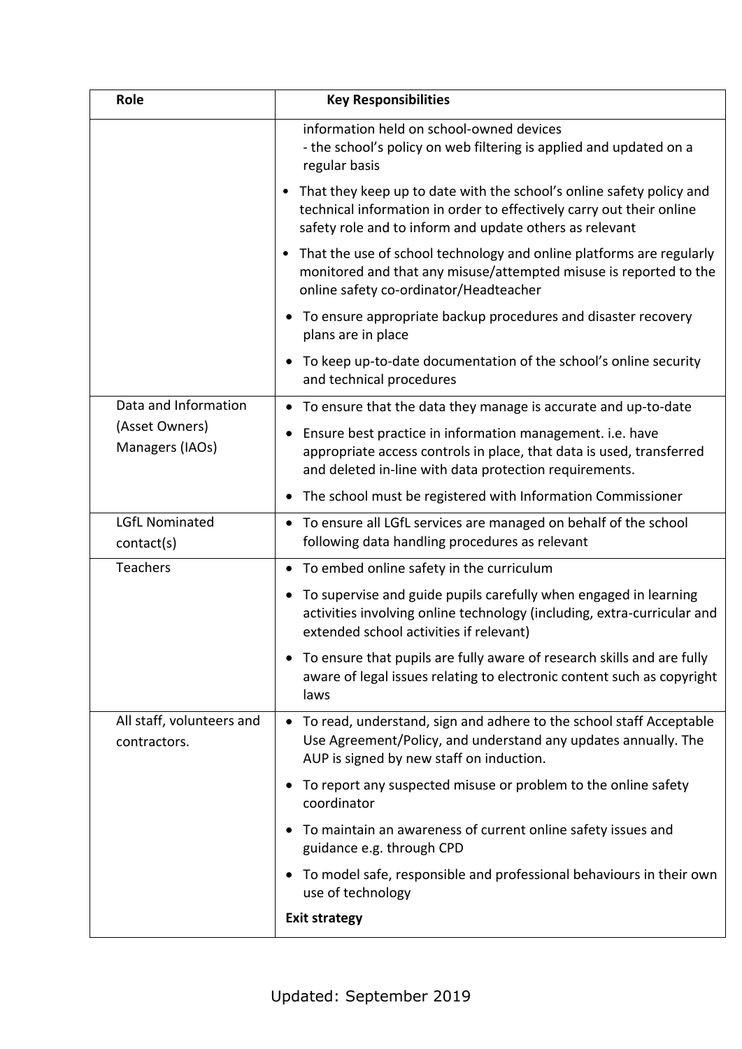| Role | Key Responsibilities |
|---|---|
| | information held on school-owned devices<br>- the school's policy on web filtering is applied and updated on a regular basis<br>• That they keep up to date with the school's online safety policy and technical information in order to effectively carry out their online safety role and to inform and update others as relevant<br>• That the use of school technology and online platforms are regularly monitored and that any misuse/attempted misuse is reported to the online safety co-ordinator/Headteacher<br>• To ensure appropriate backup procedures and disaster recovery plans are in place<br>• To keep up-to-date documentation of the school's online security and technical procedures |
| Data and Information (Asset Owners) Managers (IAOs) | • To ensure that the data they manage is accurate and up-to-date<br>• Ensure best practice in information management. i.e. have appropriate access controls in place, that data is used, transferred and deleted in-line with data protection requirements.<br>• The school must be registered with Information Commissioner |
| LGfL Nominated contact(s) | • To ensure all LGfL services are managed on behalf of the school following data handling procedures as relevant |
| Teachers | • To embed online safety in the curriculum<br>• To supervise and guide pupils carefully when engaged in learning activities involving online technology (including, extra-curricular and extended school activities if relevant)<br>• To ensure that pupils are fully aware of research skills and are fully aware of legal issues relating to electronic content such as copyright laws |
| All staff, volunteers and contractors. | • To read, understand, sign and adhere to the school staff Acceptable Use Agreement/Policy, and understand any updates annually. The AUP is signed by new staff on induction.<br>• To report any suspected misuse or problem to the online safety coordinator<br>• To maintain an awareness of current online safety issues and guidance e.g. through CPD<br>• To model safe, responsible and professional behaviours in their own use of technology<br>**Exit strategy** |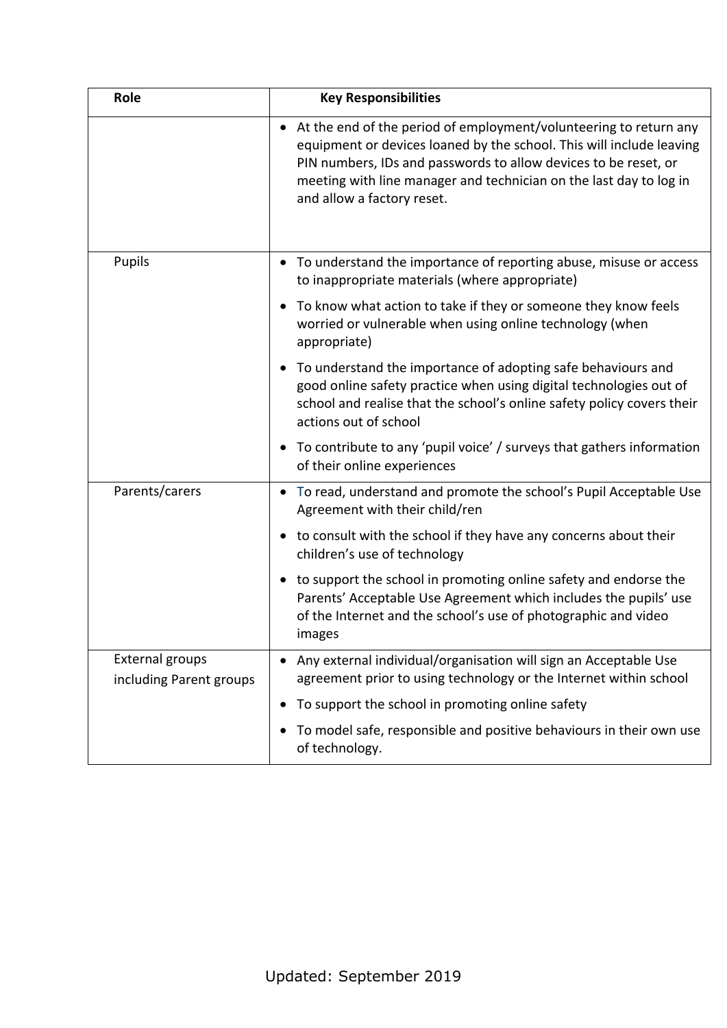| Role | Key Responsibilities |
| --- | --- |
| | • At the end of the period of employment/volunteering to return any equipment or devices loaned by the school. This will include leaving PIN numbers, IDs and passwords to allow devices to be reset, or meeting with line manager and technician on the last day to log in and allow a factory reset. |
| Pupils | • To understand the importance of reporting abuse, misuse or access to inappropriate materials (where appropriate)<br>• To know what action to take if they or someone they know feels worried or vulnerable when using online technology (when appropriate)<br>• To understand the importance of adopting safe behaviours and good online safety practice when using digital technologies out of school and realise that the school's online safety policy covers their actions out of school<br>• To contribute to any 'pupil voice' / surveys that gathers information of their online experiences |
| Parents/carers | • To read, understand and promote the school's Pupil Acceptable Use Agreement with their child/ren<br>• to consult with the school if they have any concerns about their children's use of technology<br>• to support the school in promoting online safety and endorse the Parents' Acceptable Use Agreement which includes the pupils' use of the Internet and the school's use of photographic and video images |
| External groups including Parent groups | • Any external individual/organisation will sign an Acceptable Use agreement prior to using technology or the Internet within school<br>• To support the school in promoting online safety<br>• To model safe, responsible and positive behaviours in their own use of technology. |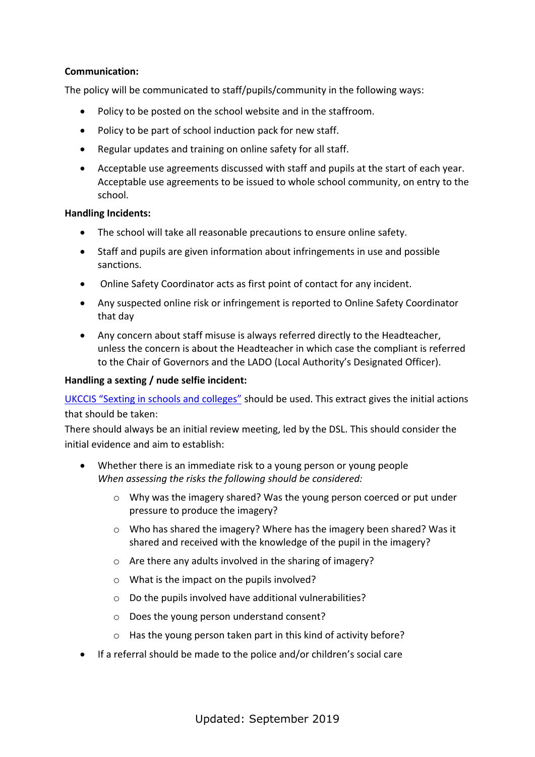**Communication:**

The policy will be communicated to staff/pupils/community in the following ways:

- Policy to be posted on the school website and in the staffroom.
- Policy to be part of school induction pack for new staff.
- Regular updates and training on online safety for all staff.
- Acceptable use agreements discussed with staff and pupils at the start of each year. Acceptable use agreements to be issued to whole school community, on entry to the school.

**Handling Incidents:**

- The school will take all reasonable precautions to ensure online safety.
- Staff and pupils are given information about infringements in use and possible sanctions.
- Online Safety Coordinator acts as first point of contact for any incident.
- Any suspected online risk or infringement is reported to Online Safety Coordinator that day
- Any concern about staff misuse is always referred directly to the Headteacher, unless the concern is about the Headteacher in which case the compliant is referred to the Chair of Governors and the LADO (Local Authority's Designated Officer).

**Handling a sexting / nude selfie incident:**

UKCCIS "Sexting in schools and colleges" should be used. This extract gives the initial actions that should be taken:

There should always be an initial review meeting, led by the DSL. This should consider the initial evidence and aim to establish:

- Whether there is an immediate risk to a young person or young people
  *When assessing the risks the following should be considered:*
  - Why was the imagery shared? Was the young person coerced or put under pressure to produce the imagery?
  - Who has shared the imagery? Where has the imagery been shared? Was it shared and received with the knowledge of the pupil in the imagery?
  - Are there any adults involved in the sharing of imagery?
  - What is the impact on the pupils involved?
  - Do the pupils involved have additional vulnerabilities?
  - Does the young person understand consent?
  - Has the young person taken part in this kind of activity before?
- If a referral should be made to the police and/or children's social care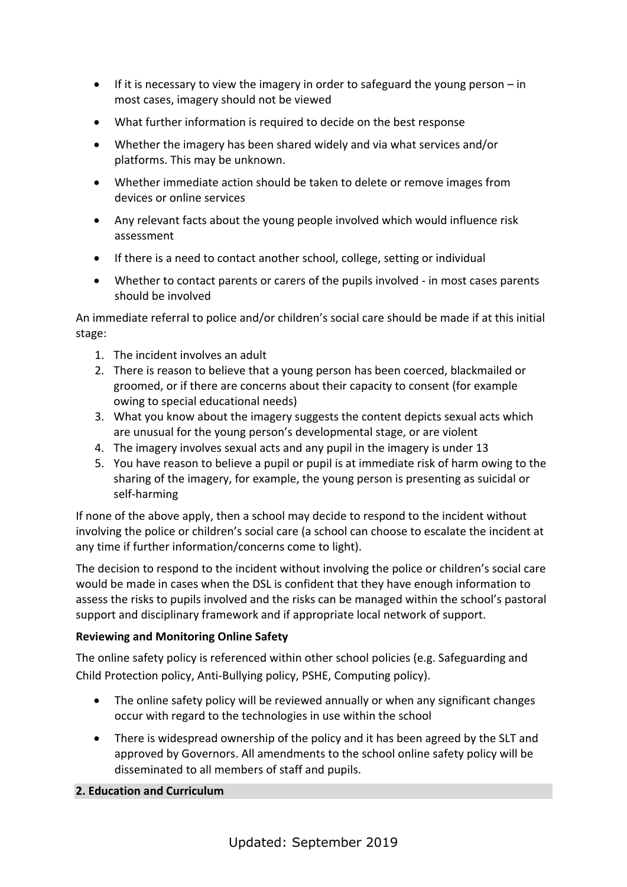- If it is necessary to view the imagery in order to safeguard the young person – in most cases, imagery should not be viewed
- What further information is required to decide on the best response
- Whether the imagery has been shared widely and via what services and/or platforms. This may be unknown.
- Whether immediate action should be taken to delete or remove images from devices or online services
- Any relevant facts about the young people involved which would influence risk assessment
- If there is a need to contact another school, college, setting or individual
- Whether to contact parents or carers of the pupils involved - in most cases parents should be involved

An immediate referral to police and/or children's social care should be made if at this initial stage:

1. The incident involves an adult
2. There is reason to believe that a young person has been coerced, blackmailed or groomed, or if there are concerns about their capacity to consent (for example owing to special educational needs)
3. What you know about the imagery suggests the content depicts sexual acts which are unusual for the young person's developmental stage, or are violent
4. The imagery involves sexual acts and any pupil in the imagery is under 13
5. You have reason to believe a pupil or pupil is at immediate risk of harm owing to the sharing of the imagery, for example, the young person is presenting as suicidal or self-harming

If none of the above apply, then a school may decide to respond to the incident without involving the police or children's social care (a school can choose to escalate the incident at any time if further information/concerns come to light).

The decision to respond to the incident without involving the police or children's social care would be made in cases when the DSL is confident that they have enough information to assess the risks to pupils involved and the risks can be managed within the school's pastoral support and disciplinary framework and if appropriate local network of support.

**Reviewing and Monitoring Online Safety**

The online safety policy is referenced within other school policies (e.g. Safeguarding and Child Protection policy, Anti-Bullying policy, PSHE, Computing policy).

- The online safety policy will be reviewed annually or when any significant changes occur with regard to the technologies in use within the school
- There is widespread ownership of the policy and it has been agreed by the SLT and approved by Governors. All amendments to the school online safety policy will be disseminated to all members of staff and pupils.

**2. Education and Curriculum**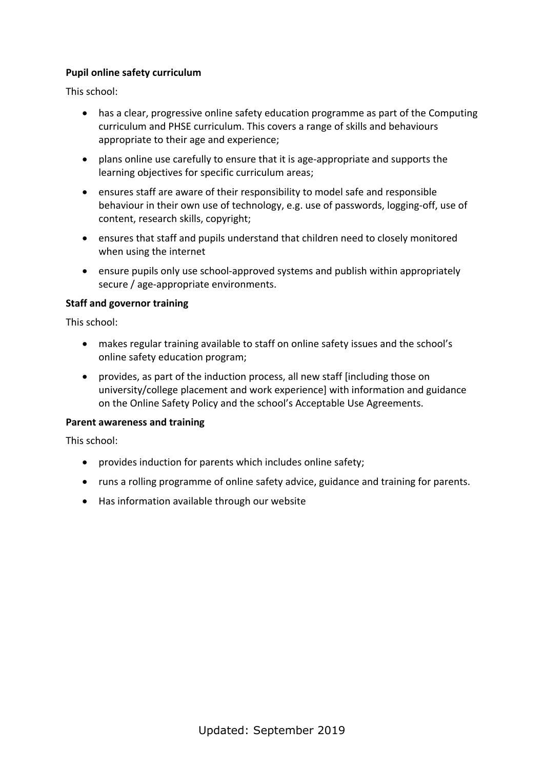**Pupil online safety curriculum**

This school:

- has a clear, progressive online safety education programme as part of the Computing curriculum and PHSE curriculum. This covers a range of skills and behaviours appropriate to their age and experience;
- plans online use carefully to ensure that it is age-appropriate and supports the learning objectives for specific curriculum areas;
- ensures staff are aware of their responsibility to model safe and responsible behaviour in their own use of technology, e.g. use of passwords, logging-off, use of content, research skills, copyright;
- ensures that staff and pupils understand that children need to closely monitored when using the internet
- ensure pupils only use school-approved systems and publish within appropriately secure / age-appropriate environments.

**Staff and governor training**

This school:

- makes regular training available to staff on online safety issues and the school's online safety education program;
- provides, as part of the induction process, all new staff [including those on university/college placement and work experience] with information and guidance on the Online Safety Policy and the school's Acceptable Use Agreements.

**Parent awareness and training**

This school:

- provides induction for parents which includes online safety;
- runs a rolling programme of online safety advice, guidance and training for parents.
- Has information available through our website

Updated: September 2019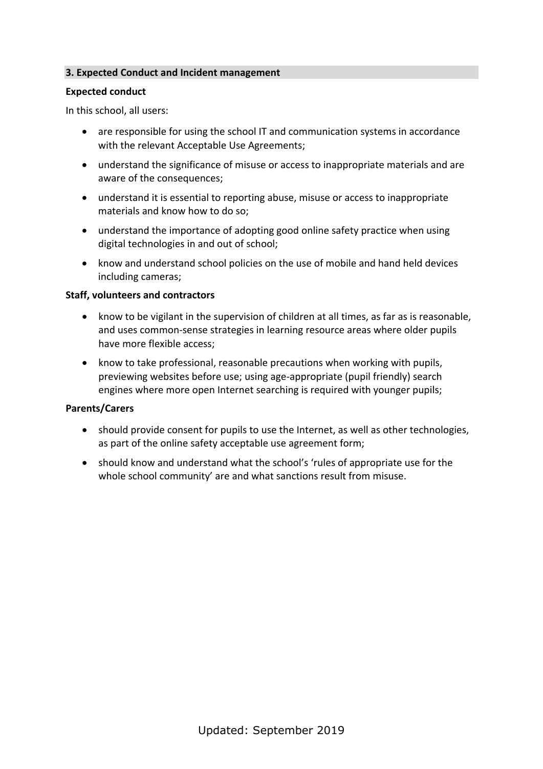## 3. Expected Conduct and Incident management

**Expected conduct**

In this school, all users:

- are responsible for using the school IT and communication systems in accordance with the relevant Acceptable Use Agreements;
- understand the significance of misuse or access to inappropriate materials and are aware of the consequences;
- understand it is essential to reporting abuse, misuse or access to inappropriate materials and know how to do so;
- understand the importance of adopting good online safety practice when using digital technologies in and out of school;
- know and understand school policies on the use of mobile and hand held devices including cameras;

**Staff, volunteers and contractors**

- know to be vigilant in the supervision of children at all times, as far as is reasonable, and uses common-sense strategies in learning resource areas where older pupils have more flexible access;
- know to take professional, reasonable precautions when working with pupils, previewing websites before use; using age-appropriate (pupil friendly) search engines where more open Internet searching is required with younger pupils;

**Parents/Carers**

- should provide consent for pupils to use the Internet, as well as other technologies, as part of the online safety acceptable use agreement form;
- should know and understand what the school's 'rules of appropriate use for the whole school community' are and what sanctions result from misuse.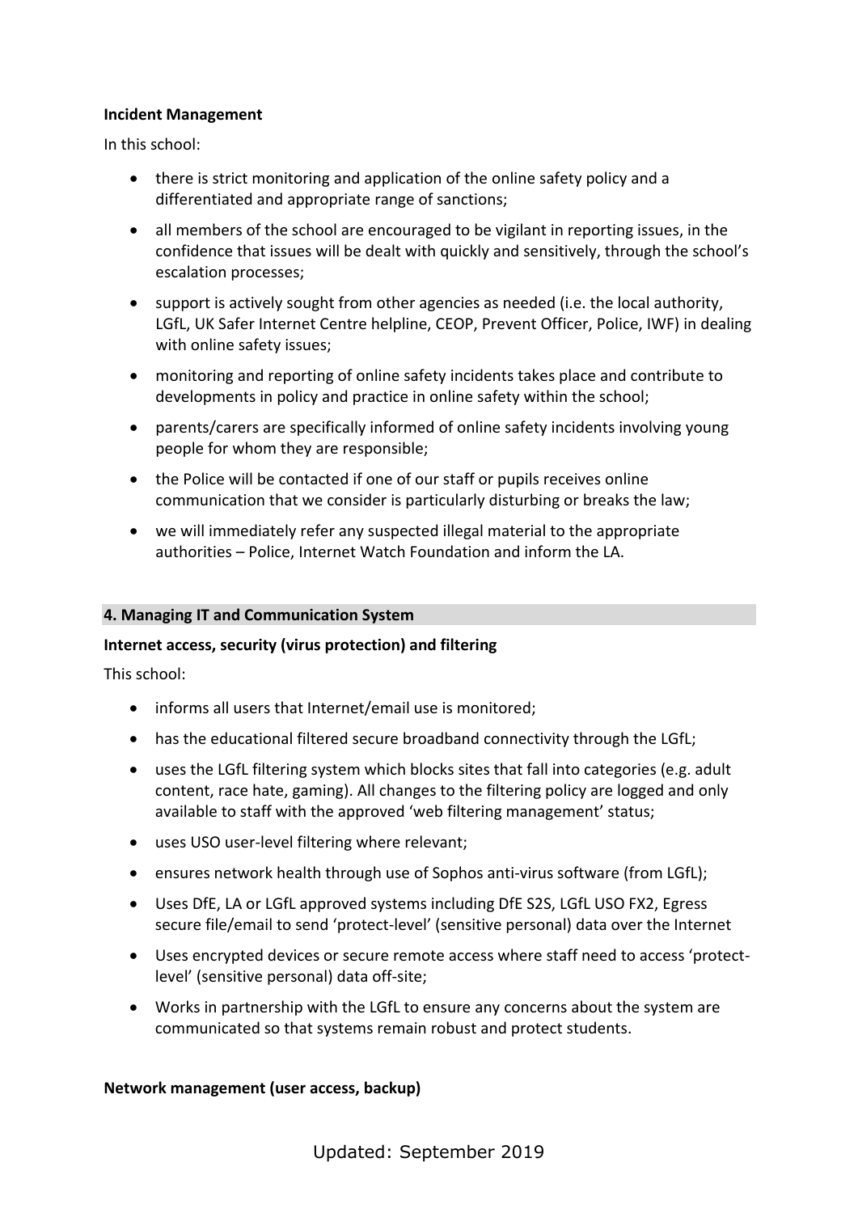**Incident Management**

In this school:

- there is strict monitoring and application of the online safety policy and a differentiated and appropriate range of sanctions;
- all members of the school are encouraged to be vigilant in reporting issues, in the confidence that issues will be dealt with quickly and sensitively, through the school's escalation processes;
- support is actively sought from other agencies as needed (i.e. the local authority, LGfL, UK Safer Internet Centre helpline, CEOP, Prevent Officer, Police, IWF) in dealing with online safety issues;
- monitoring and reporting of online safety incidents takes place and contribute to developments in policy and practice in online safety within the school;
- parents/carers are specifically informed of online safety incidents involving young people for whom they are responsible;
- the Police will be contacted if one of our staff or pupils receives online communication that we consider is particularly disturbing or breaks the law;
- we will immediately refer any suspected illegal material to the appropriate authorities – Police, Internet Watch Foundation and inform the LA.

## 4. Managing IT and Communication System

**Internet access, security (virus protection) and filtering**

This school:

- informs all users that Internet/email use is monitored;
- has the educational filtered secure broadband connectivity through the LGfL;
- uses the LGfL filtering system which blocks sites that fall into categories (e.g. adult content, race hate, gaming). All changes to the filtering policy are logged and only available to staff with the approved 'web filtering management' status;
- uses USO user-level filtering where relevant;
- ensures network health through use of Sophos anti-virus software (from LGfL);
- Uses DfE, LA or LGfL approved systems including DfE S2S, LGfL USO FX2, Egress secure file/email to send 'protect-level' (sensitive personal) data over the Internet
- Uses encrypted devices or secure remote access where staff need to access 'protect-level' (sensitive personal) data off-site;
- Works in partnership with the LGfL to ensure any concerns about the system are communicated so that systems remain robust and protect students.

**Network management (user access, backup)**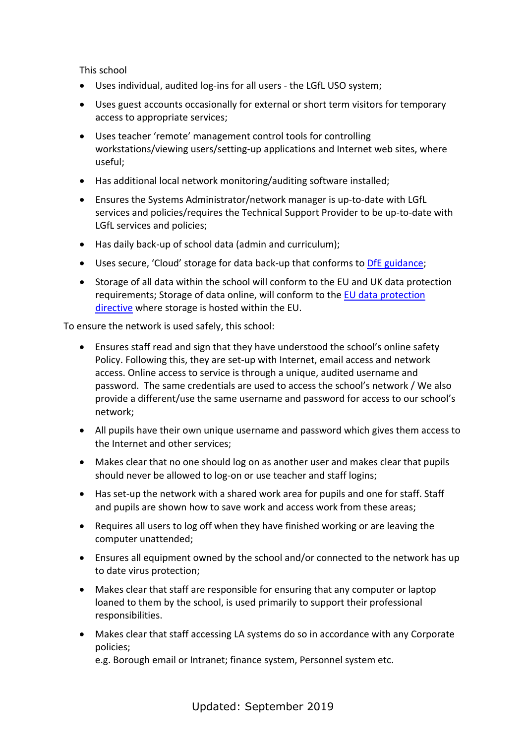This school

- Uses individual, audited log-ins for all users - the LGfL USO system;
- Uses guest accounts occasionally for external or short term visitors for temporary access to appropriate services;
- Uses teacher 'remote' management control tools for controlling workstations/viewing users/setting-up applications and Internet web sites, where useful;
- Has additional local network monitoring/auditing software installed;
- Ensures the Systems Administrator/network manager is up-to-date with LGfL services and policies/requires the Technical Support Provider to be up-to-date with LGfL services and policies;
- Has daily back-up of school data (admin and curriculum);
- Uses secure, 'Cloud' storage for data back-up that conforms to DfE guidance;
- Storage of all data within the school will conform to the EU and UK data protection requirements; Storage of data online, will conform to the EU data protection directive where storage is hosted within the EU.

To ensure the network is used safely, this school:

- Ensures staff read and sign that they have understood the school's online safety Policy. Following this, they are set-up with Internet, email access and network access. Online access to service is through a unique, audited username and password. The same credentials are used to access the school's network / We also provide a different/use the same username and password for access to our school's network;
- All pupils have their own unique username and password which gives them access to the Internet and other services;
- Makes clear that no one should log on as another user and makes clear that pupils should never be allowed to log-on or use teacher and staff logins;
- Has set-up the network with a shared work area for pupils and one for staff. Staff and pupils are shown how to save work and access work from these areas;
- Requires all users to log off when they have finished working or are leaving the computer unattended;
- Ensures all equipment owned by the school and/or connected to the network has up to date virus protection;
- Makes clear that staff are responsible for ensuring that any computer or laptop loaned to them by the school, is used primarily to support their professional responsibilities.
- Makes clear that staff accessing LA systems do so in accordance with any Corporate policies;  
  e.g. Borough email or Intranet; finance system, Personnel system etc.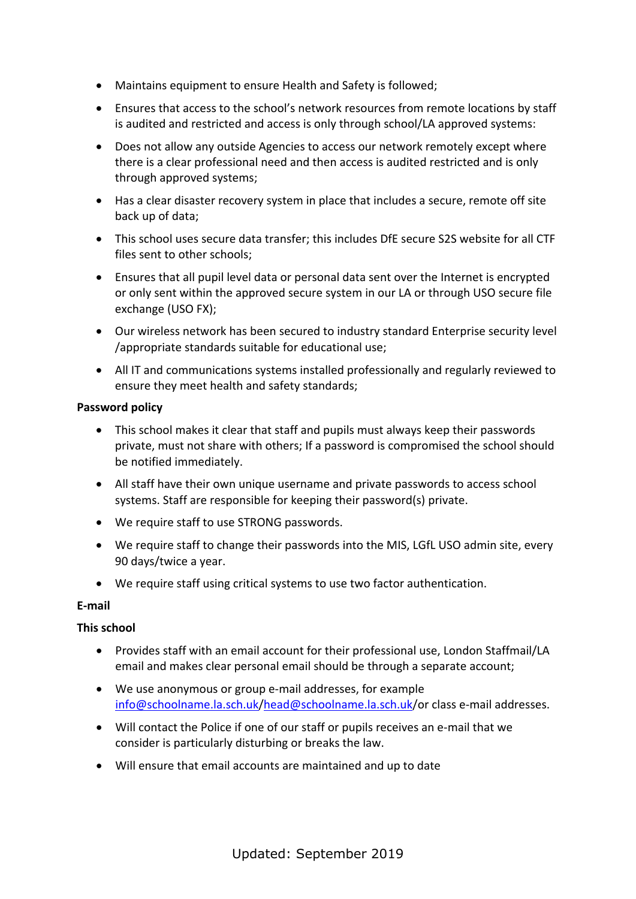- Maintains equipment to ensure Health and Safety is followed;
- Ensures that access to the school's network resources from remote locations by staff is audited and restricted and access is only through school/LA approved systems:
- Does not allow any outside Agencies to access our network remotely except where there is a clear professional need and then access is audited restricted and is only through approved systems;
- Has a clear disaster recovery system in place that includes a secure, remote off site back up of data;
- This school uses secure data transfer; this includes DfE secure S2S website for all CTF files sent to other schools;
- Ensures that all pupil level data or personal data sent over the Internet is encrypted or only sent within the approved secure system in our LA or through USO secure file exchange (USO FX);
- Our wireless network has been secured to industry standard Enterprise security level /appropriate standards suitable for educational use;
- All IT and communications systems installed professionally and regularly reviewed to ensure they meet health and safety standards;

**Password policy**

- This school makes it clear that staff and pupils must always keep their passwords private, must not share with others; If a password is compromised the school should be notified immediately.
- All staff have their own unique username and private passwords to access school systems. Staff are responsible for keeping their password(s) private.
- We require staff to use STRONG passwords.
- We require staff to change their passwords into the MIS, LGfL USO admin site, every 90 days/twice a year.
- We require staff using critical systems to use two factor authentication.

**E-mail**

**This school**

- Provides staff with an email account for their professional use, London Staffmail/LA email and makes clear personal email should be through a separate account;
- We use anonymous or group e-mail addresses, for example info@schoolname.la.sch.uk/head@schoolname.la.sch.uk/or class e-mail addresses.
- Will contact the Police if one of our staff or pupils receives an e-mail that we consider is particularly disturbing or breaks the law.
- Will ensure that email accounts are maintained and up to date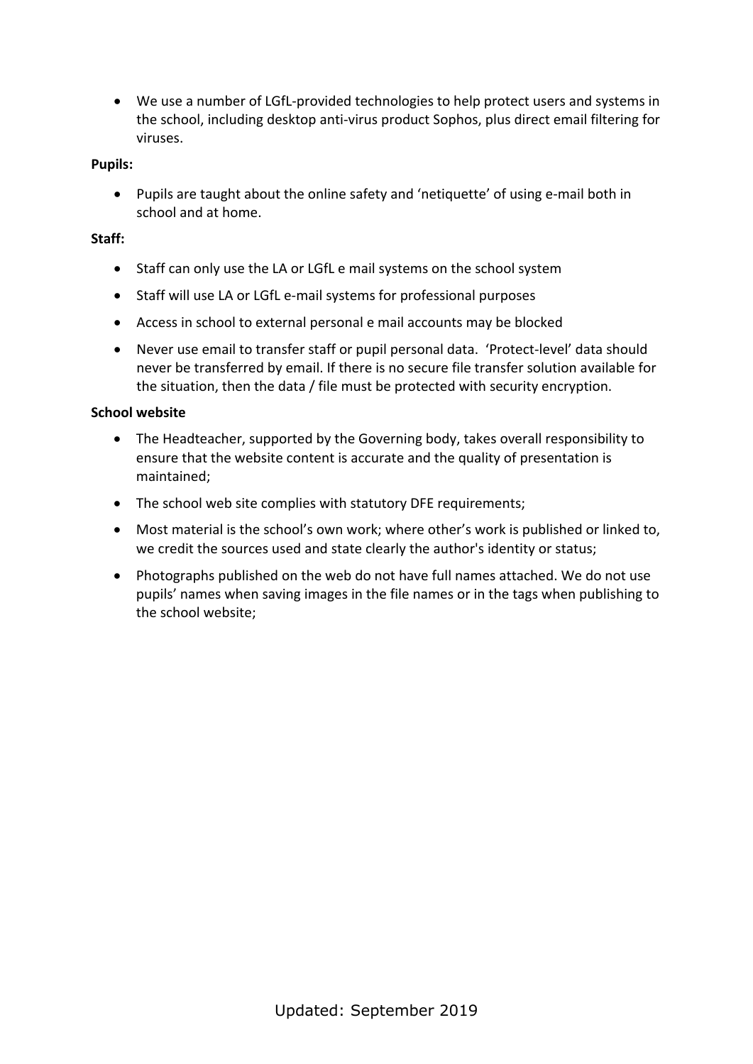- We use a number of LGfL-provided technologies to help protect users and systems in the school, including desktop anti-virus product Sophos, plus direct email filtering for viruses.

**Pupils:**

- Pupils are taught about the online safety and 'netiquette' of using e-mail both in school and at home.

**Staff:**

- Staff can only use the LA or LGfL e mail systems on the school system
- Staff will use LA or LGfL e-mail systems for professional purposes
- Access in school to external personal e mail accounts may be blocked
- Never use email to transfer staff or pupil personal data. 'Protect-level' data should never be transferred by email. If there is no secure file transfer solution available for the situation, then the data / file must be protected with security encryption.

**School website**

- The Headteacher, supported by the Governing body, takes overall responsibility to ensure that the website content is accurate and the quality of presentation is maintained;
- The school web site complies with statutory DFE requirements;
- Most material is the school's own work; where other's work is published or linked to, we credit the sources used and state clearly the author's identity or status;
- Photographs published on the web do not have full names attached. We do not use pupils' names when saving images in the file names or in the tags when publishing to the school website;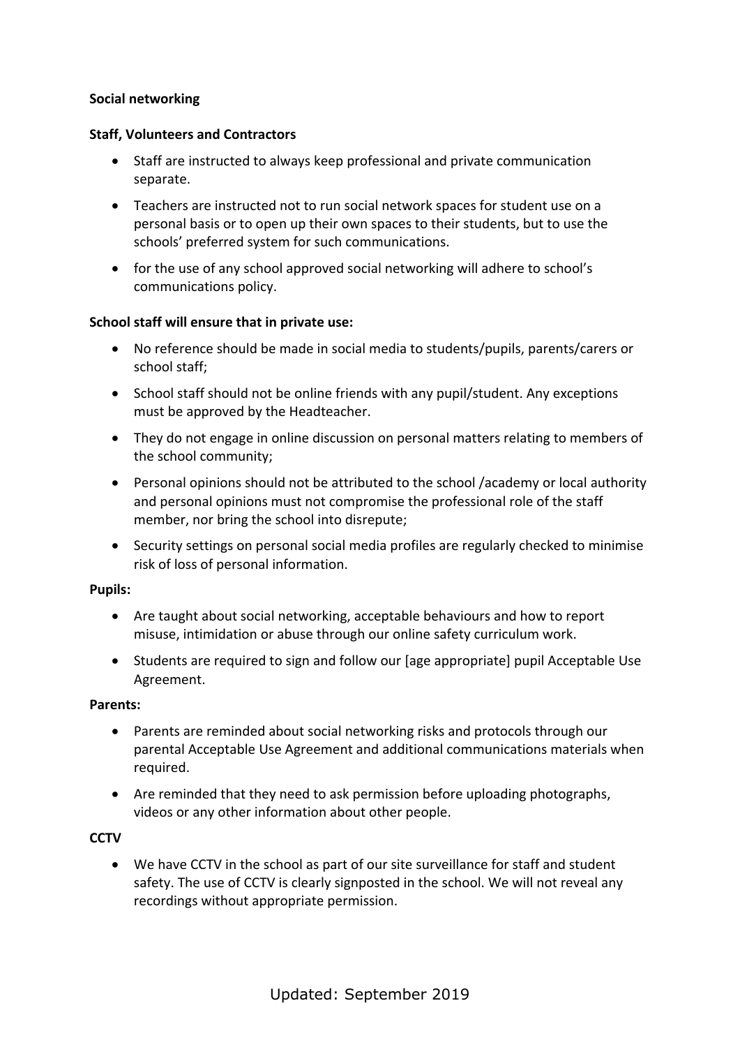**Social networking**

**Staff, Volunteers and Contractors**

- Staff are instructed to always keep professional and private communication separate.
- Teachers are instructed not to run social network spaces for student use on a personal basis or to open up their own spaces to their students, but to use the schools' preferred system for such communications.
- for the use of any school approved social networking will adhere to school's communications policy.

**School staff will ensure that in private use:**

- No reference should be made in social media to students/pupils, parents/carers or school staff;
- School staff should not be online friends with any pupil/student. Any exceptions must be approved by the Headteacher.
- They do not engage in online discussion on personal matters relating to members of the school community;
- Personal opinions should not be attributed to the school /academy or local authority and personal opinions must not compromise the professional role of the staff member, nor bring the school into disrepute;
- Security settings on personal social media profiles are regularly checked to minimise risk of loss of personal information.

**Pupils:**

- Are taught about social networking, acceptable behaviours and how to report misuse, intimidation or abuse through our online safety curriculum work.
- Students are required to sign and follow our [age appropriate] pupil Acceptable Use Agreement.

**Parents:**

- Parents are reminded about social networking risks and protocols through our parental Acceptable Use Agreement and additional communications materials when required.
- Are reminded that they need to ask permission before uploading photographs, videos or any other information about other people.

**CCTV**

- We have CCTV in the school as part of our site surveillance for staff and student safety. The use of CCTV is clearly signposted in the school. We will not reveal any recordings without appropriate permission.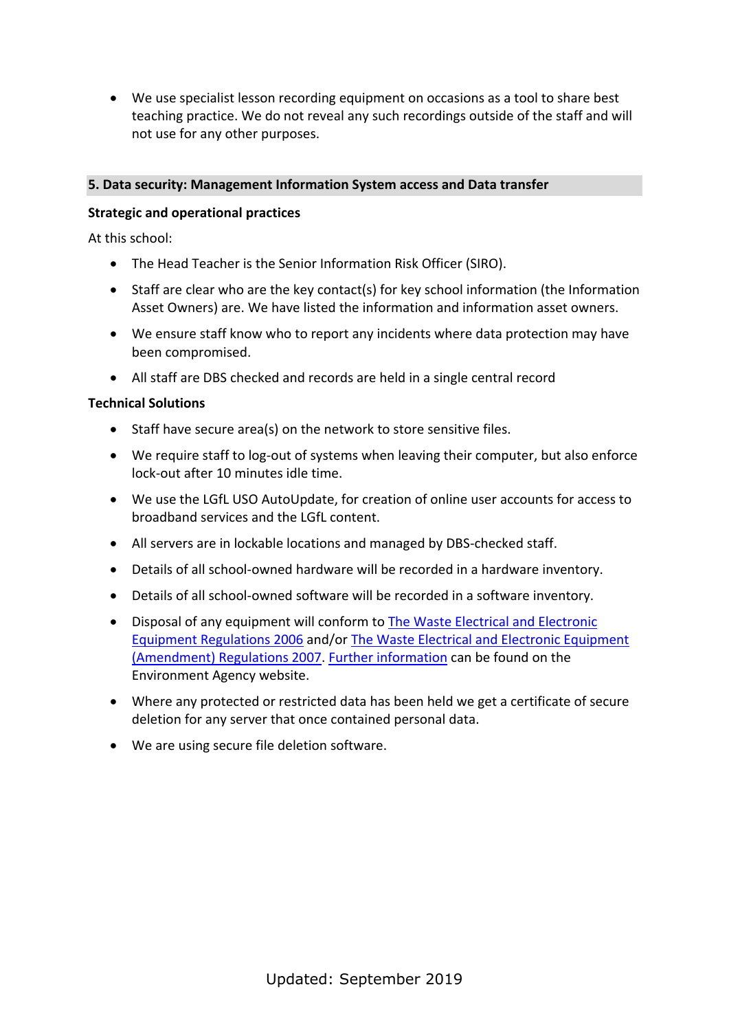- We use specialist lesson recording equipment on occasions as a tool to share best teaching practice. We do not reveal any such recordings outside of the staff and will not use for any other purposes.

## 5. Data security: Management Information System access and Data transfer

**Strategic and operational practices**

At this school:

- The Head Teacher is the Senior Information Risk Officer (SIRO).
- Staff are clear who are the key contact(s) for key school information (the Information Asset Owners) are. We have listed the information and information asset owners.
- We ensure staff know who to report any incidents where data protection may have been compromised.
- All staff are DBS checked and records are held in a single central record

**Technical Solutions**

- Staff have secure area(s) on the network to store sensitive files.
- We require staff to log-out of systems when leaving their computer, but also enforce lock-out after 10 minutes idle time.
- We use the LGfL USO AutoUpdate, for creation of online user accounts for access to broadband services and the LGfL content.
- All servers are in lockable locations and managed by DBS-checked staff.
- Details of all school-owned hardware will be recorded in a hardware inventory.
- Details of all school-owned software will be recorded in a software inventory.
- Disposal of any equipment will conform to The Waste Electrical and Electronic Equipment Regulations 2006 and/or The Waste Electrical and Electronic Equipment (Amendment) Regulations 2007. Further information can be found on the Environment Agency website.
- Where any protected or restricted data has been held we get a certificate of secure deletion for any server that once contained personal data.
- We are using secure file deletion software.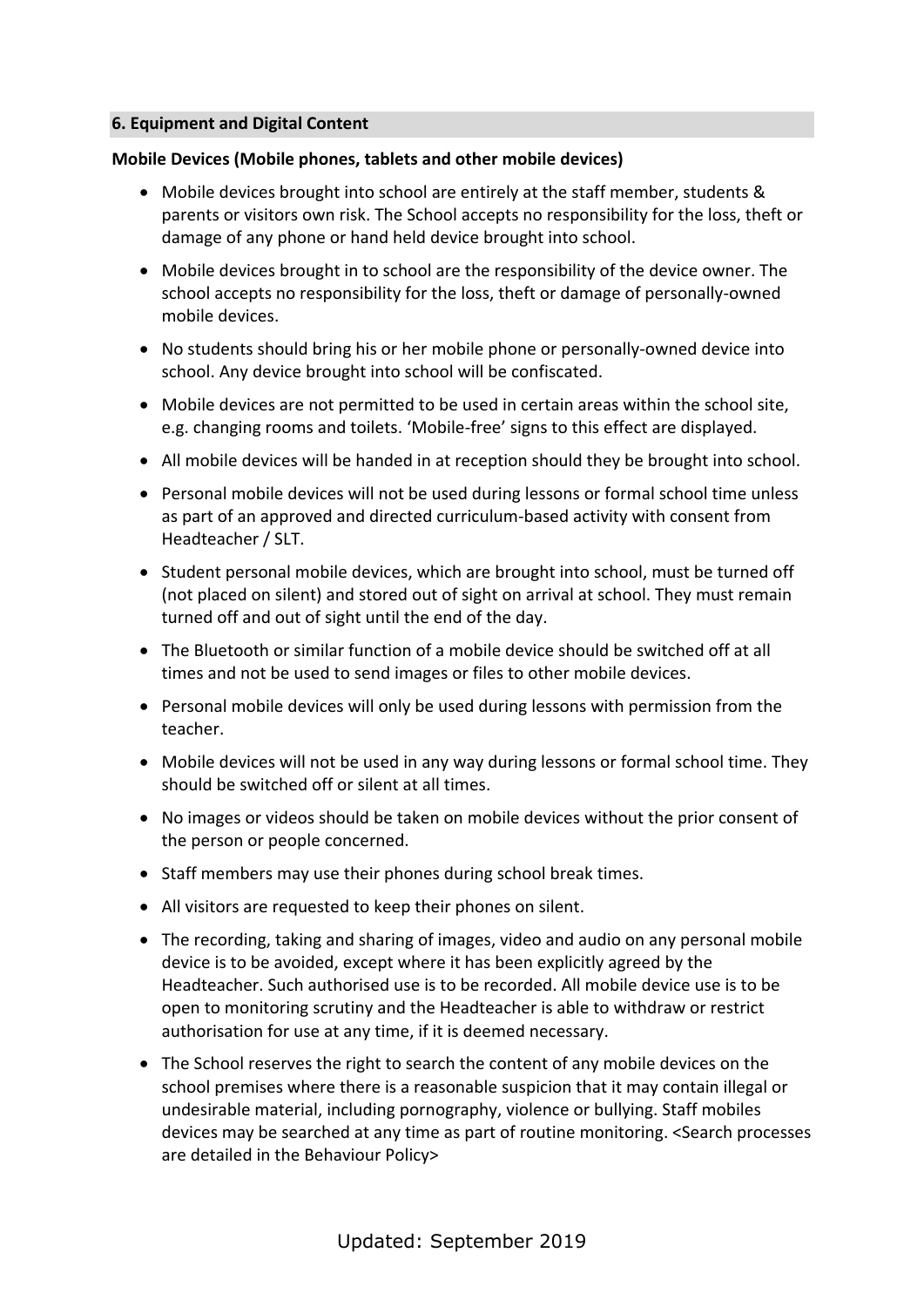## 6. Equipment and Digital Content

**Mobile Devices (Mobile phones, tablets and other mobile devices)**

- Mobile devices brought into school are entirely at the staff member, students & parents or visitors own risk. The School accepts no responsibility for the loss, theft or damage of any phone or hand held device brought into school.
- Mobile devices brought in to school are the responsibility of the device owner. The school accepts no responsibility for the loss, theft or damage of personally-owned mobile devices.
- No students should bring his or her mobile phone or personally-owned device into school. Any device brought into school will be confiscated.
- Mobile devices are not permitted to be used in certain areas within the school site, e.g. changing rooms and toilets. 'Mobile-free' signs to this effect are displayed.
- All mobile devices will be handed in at reception should they be brought into school.
- Personal mobile devices will not be used during lessons or formal school time unless as part of an approved and directed curriculum-based activity with consent from Headteacher / SLT.
- Student personal mobile devices, which are brought into school, must be turned off (not placed on silent) and stored out of sight on arrival at school. They must remain turned off and out of sight until the end of the day.
- The Bluetooth or similar function of a mobile device should be switched off at all times and not be used to send images or files to other mobile devices.
- Personal mobile devices will only be used during lessons with permission from the teacher.
- Mobile devices will not be used in any way during lessons or formal school time. They should be switched off or silent at all times.
- No images or videos should be taken on mobile devices without the prior consent of the person or people concerned.
- Staff members may use their phones during school break times.
- All visitors are requested to keep their phones on silent.
- The recording, taking and sharing of images, video and audio on any personal mobile device is to be avoided, except where it has been explicitly agreed by the Headteacher. Such authorised use is to be recorded. All mobile device use is to be open to monitoring scrutiny and the Headteacher is able to withdraw or restrict authorisation for use at any time, if it is deemed necessary.
- The School reserves the right to search the content of any mobile devices on the school premises where there is a reasonable suspicion that it may contain illegal or undesirable material, including pornography, violence or bullying. Staff mobiles devices may be searched at any time as part of routine monitoring. <Search processes are detailed in the Behaviour Policy>

Updated: September 2019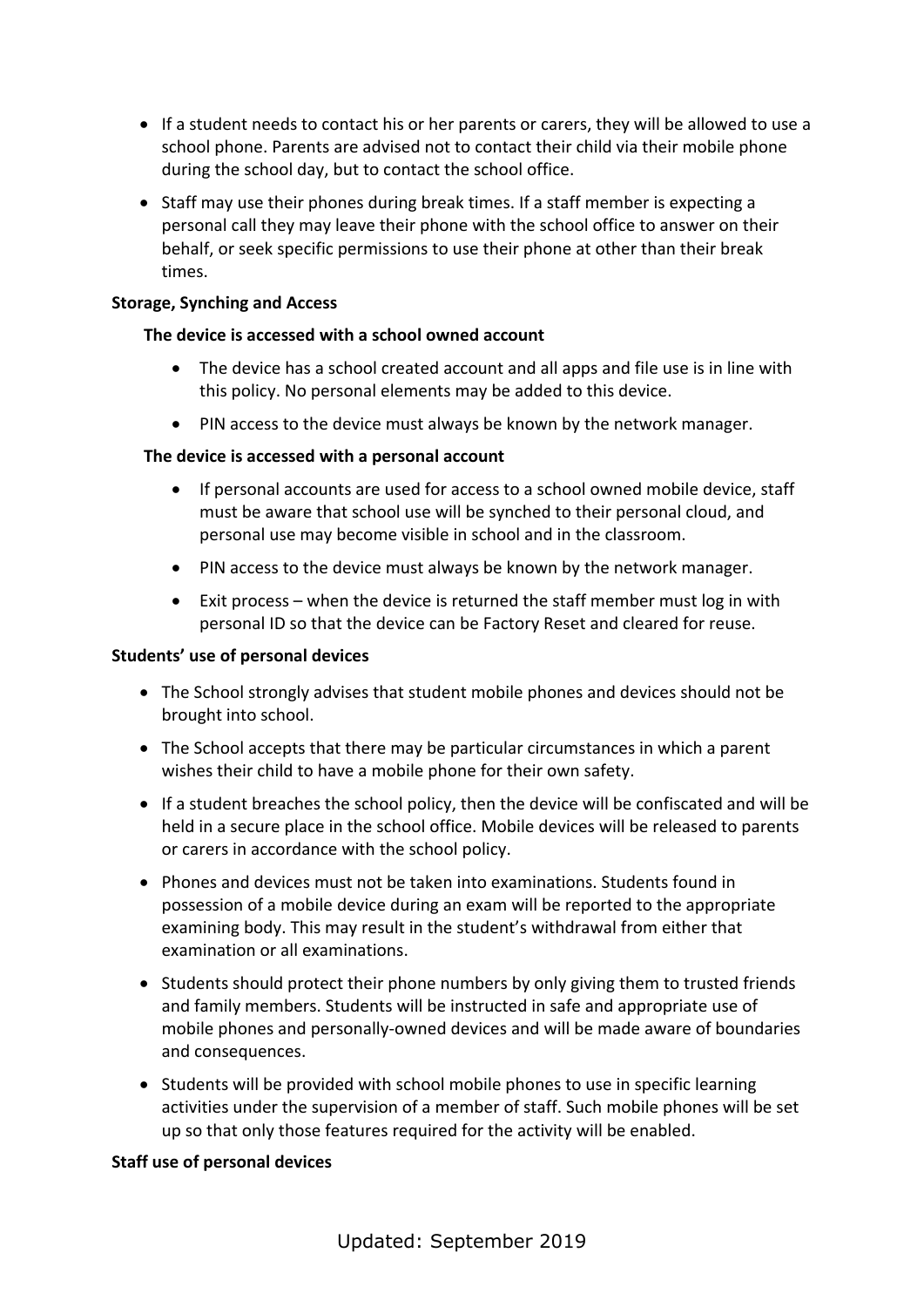- If a student needs to contact his or her parents or carers, they will be allowed to use a school phone. Parents are advised not to contact their child via their mobile phone during the school day, but to contact the school office.
- Staff may use their phones during break times. If a staff member is expecting a personal call they may leave their phone with the school office to answer on their behalf, or seek specific permissions to use their phone at other than their break times.

**Storage, Synching and Access**

**The device is accessed with a school owned account**

- The device has a school created account and all apps and file use is in line with this policy. No personal elements may be added to this device.
- PIN access to the device must always be known by the network manager.

**The device is accessed with a personal account**

- If personal accounts are used for access to a school owned mobile device, staff must be aware that school use will be synched to their personal cloud, and personal use may become visible in school and in the classroom.
- PIN access to the device must always be known by the network manager.
- Exit process – when the device is returned the staff member must log in with personal ID so that the device can be Factory Reset and cleared for reuse.

**Students' use of personal devices**

- The School strongly advises that student mobile phones and devices should not be brought into school.
- The School accepts that there may be particular circumstances in which a parent wishes their child to have a mobile phone for their own safety.
- If a student breaches the school policy, then the device will be confiscated and will be held in a secure place in the school office. Mobile devices will be released to parents or carers in accordance with the school policy.
- Phones and devices must not be taken into examinations. Students found in possession of a mobile device during an exam will be reported to the appropriate examining body. This may result in the student's withdrawal from either that examination or all examinations.
- Students should protect their phone numbers by only giving them to trusted friends and family members. Students will be instructed in safe and appropriate use of mobile phones and personally-owned devices and will be made aware of boundaries and consequences.
- Students will be provided with school mobile phones to use in specific learning activities under the supervision of a member of staff. Such mobile phones will be set up so that only those features required for the activity will be enabled.

**Staff use of personal devices**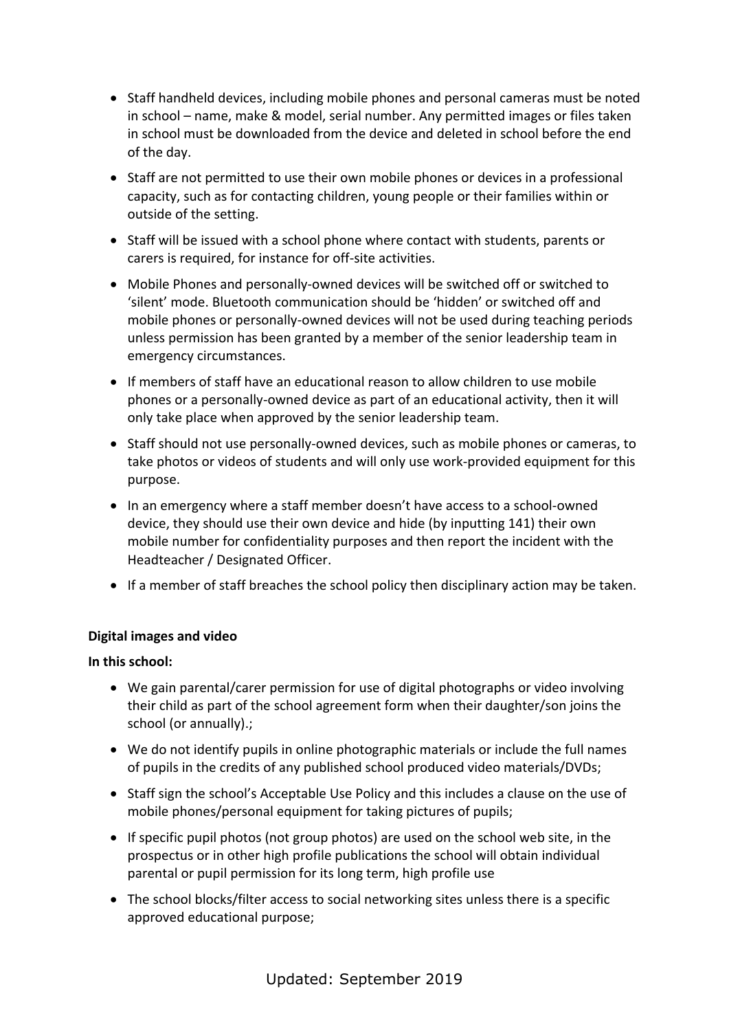- Staff handheld devices, including mobile phones and personal cameras must be noted in school – name, make & model, serial number. Any permitted images or files taken in school must be downloaded from the device and deleted in school before the end of the day.
- Staff are not permitted to use their own mobile phones or devices in a professional capacity, such as for contacting children, young people or their families within or outside of the setting.
- Staff will be issued with a school phone where contact with students, parents or carers is required, for instance for off-site activities.
- Mobile Phones and personally-owned devices will be switched off or switched to 'silent' mode. Bluetooth communication should be 'hidden' or switched off and mobile phones or personally-owned devices will not be used during teaching periods unless permission has been granted by a member of the senior leadership team in emergency circumstances.
- If members of staff have an educational reason to allow children to use mobile phones or a personally-owned device as part of an educational activity, then it will only take place when approved by the senior leadership team.
- Staff should not use personally-owned devices, such as mobile phones or cameras, to take photos or videos of students and will only use work-provided equipment for this purpose.
- In an emergency where a staff member doesn't have access to a school-owned device, they should use their own device and hide (by inputting 141) their own mobile number for confidentiality purposes and then report the incident with the Headteacher / Designated Officer.
- If a member of staff breaches the school policy then disciplinary action may be taken.

**Digital images and video**

**In this school:**

- We gain parental/carer permission for use of digital photographs or video involving their child as part of the school agreement form when their daughter/son joins the school (or annually).;
- We do not identify pupils in online photographic materials or include the full names of pupils in the credits of any published school produced video materials/DVDs;
- Staff sign the school's Acceptable Use Policy and this includes a clause on the use of mobile phones/personal equipment for taking pictures of pupils;
- If specific pupil photos (not group photos) are used on the school web site, in the prospectus or in other high profile publications the school will obtain individual parental or pupil permission for its long term, high profile use
- The school blocks/filter access to social networking sites unless there is a specific approved educational purpose;

Updated: September 2019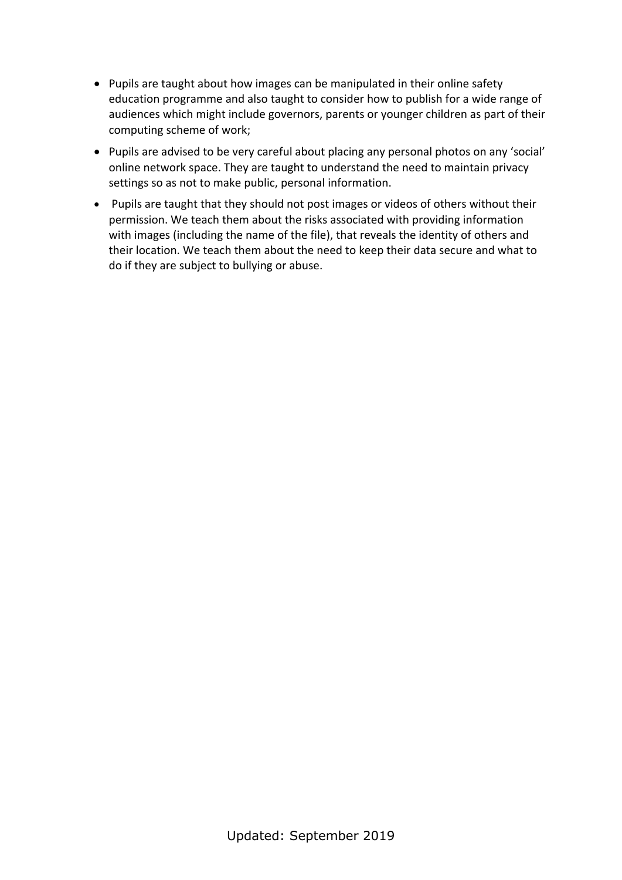- Pupils are taught about how images can be manipulated in their online safety education programme and also taught to consider how to publish for a wide range of audiences which might include governors, parents or younger children as part of their computing scheme of work;
- Pupils are advised to be very careful about placing any personal photos on any 'social' online network space. They are taught to understand the need to maintain privacy settings so as not to make public, personal information.
- Pupils are taught that they should not post images or videos of others without their permission. We teach them about the risks associated with providing information with images (including the name of the file), that reveals the identity of others and their location. We teach them about the need to keep their data secure and what to do if they are subject to bullying or abuse.

Updated: September 2019